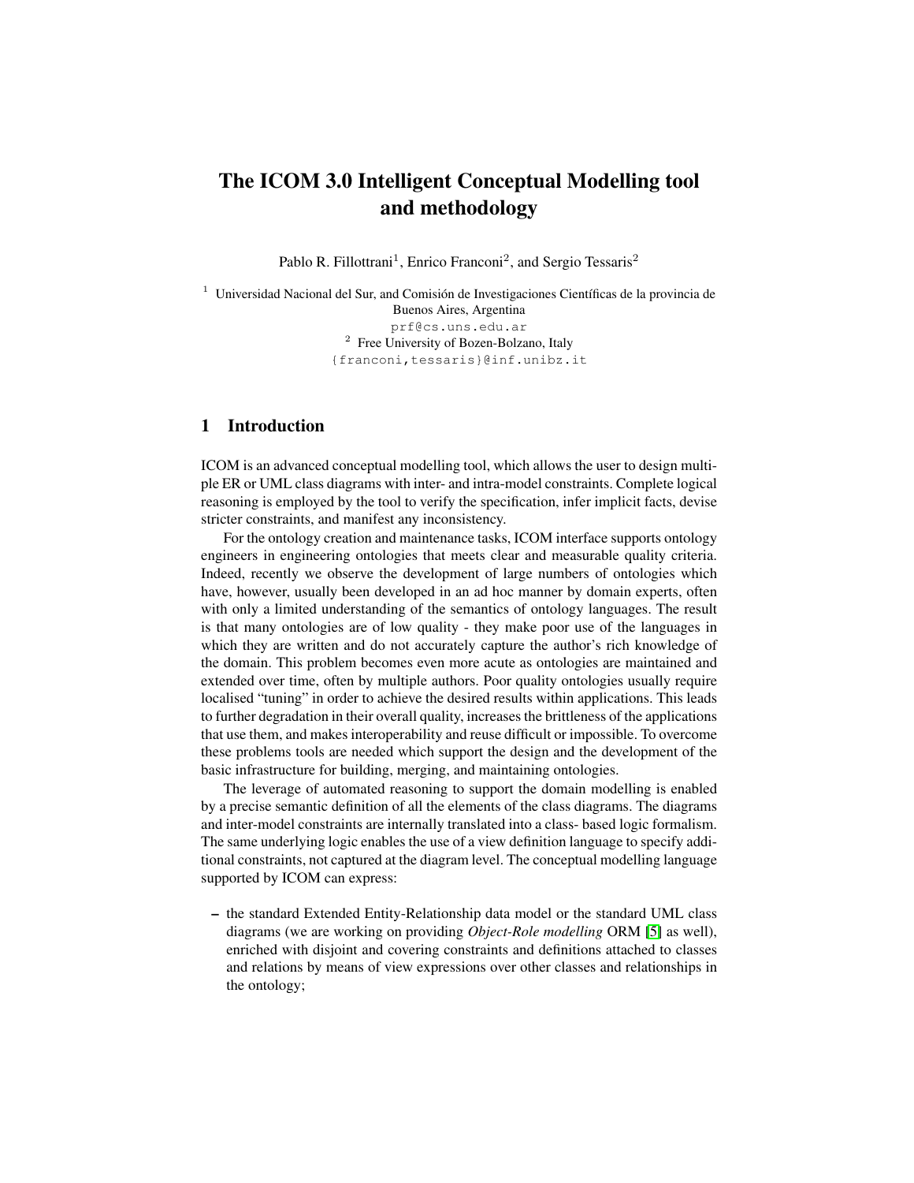# The ICOM 3.0 Intelligent Conceptual Modelling tool and methodology

Pablo R. Fillottrani[1], Enrico Franconi[2], and Sergio Tessaris[2]

[1] Universidad Nacional del Sur, and Comisión de Investigaciones Científicas de la provincia de Buenos Aires, Argentina
prf@cs.uns.edu.ar

[2] Free University of Bozen-Bolzano, Italy
{franconi,tessaris}@inf.unibz.it

## 1 Introduction

ICOM is an advanced conceptual modelling tool, which allows the user to design multiple ER or UML class diagrams with inter- and intra-model constraints. Complete logical reasoning is employed by the tool to verify the specification, infer implicit facts, devise stricter constraints, and manifest any inconsistency.

For the ontology creation and maintenance tasks, ICOM interface supports ontology engineers in engineering ontologies that meets clear and measurable quality criteria. Indeed, recently we observe the development of large numbers of ontologies which have, however, usually been developed in an ad hoc manner by domain experts, often with only a limited understanding of the semantics of ontology languages. The result is that many ontologies are of low quality - they make poor use of the languages in which they are written and do not accurately capture the author's rich knowledge of the domain. This problem becomes even more acute as ontologies are maintained and extended over time, often by multiple authors. Poor quality ontologies usually require localised "tuning" in order to achieve the desired results within applications. This leads to further degradation in their overall quality, increases the brittleness of the applications that use them, and makes interoperability and reuse difficult or impossible. To overcome these problems tools are needed which support the design and the development of the basic infrastructure for building, merging, and maintaining ontologies.

The leverage of automated reasoning to support the domain modelling is enabled by a precise semantic definition of all the elements of the class diagrams. The diagrams and inter-model constraints are internally translated into a class- based logic formalism. The same underlying logic enables the use of a view definition language to specify additional constraints, not captured at the diagram level. The conceptual modelling language supported by ICOM can express:

- the standard Extended Entity-Relationship data model or the standard UML class diagrams (we are working on providing *Object-Role modelling* ORM [5] as well), enriched with disjoint and covering constraints and definitions attached to classes and relations by means of view expressions over other classes and relationships in the ontology;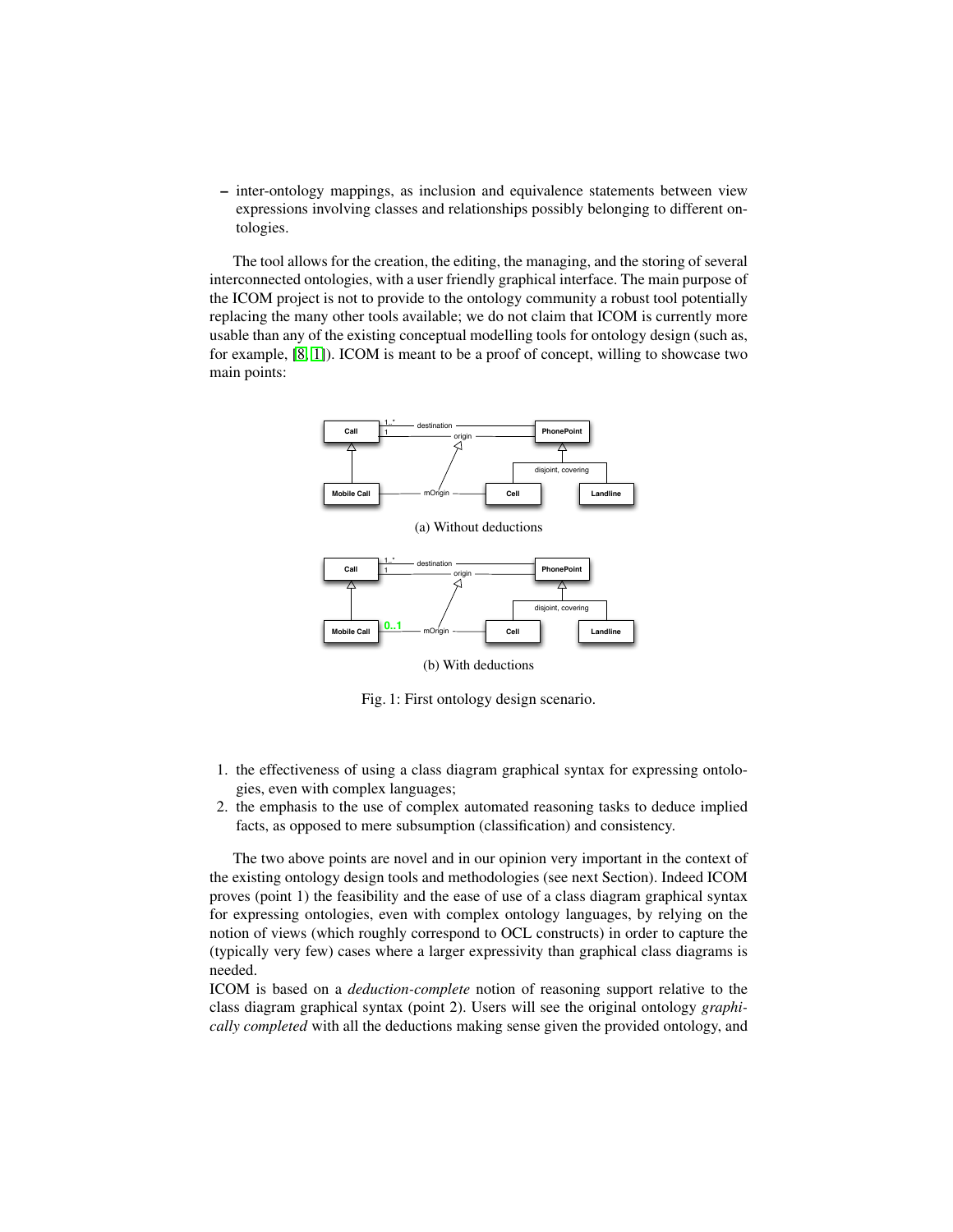– inter-ontology mappings, as inclusion and equivalence statements between view expressions involving classes and relationships possibly belonging to different ontologies.

The tool allows for the creation, the editing, the managing, and the storing of several interconnected ontologies, with a user friendly graphical interface. The main purpose of the ICOM project is not to provide to the ontology community a robust tool potentially replacing the many other tools available; we do not claim that ICOM is currently more usable than any of the existing conceptual modelling tools for ontology design (such as, for example, [8, 1]). ICOM is meant to be a proof of concept, willing to showcase two main points:

(a) Without deductions

(b) With deductions

Fig. 1: First ontology design scenario.

1. the effectiveness of using a class diagram graphical syntax for expressing ontologies, even with complex languages;
2. the emphasis to the use of complex automated reasoning tasks to deduce implied facts, as opposed to mere subsumption (classification) and consistency.

The two above points are novel and in our opinion very important in the context of the existing ontology design tools and methodologies (see next Section). Indeed ICOM proves (point 1) the feasibility and the ease of use of a class diagram graphical syntax for expressing ontologies, even with complex ontology languages, by relying on the notion of views (which roughly correspond to OCL constructs) in order to capture the (typically very few) cases where a larger expressivity than graphical class diagrams is needed.

ICOM is based on a *deduction-complete* notion of reasoning support relative to the class diagram graphical syntax (point 2). Users will see the original ontology *graphically completed* with all the deductions making sense given the provided ontology, and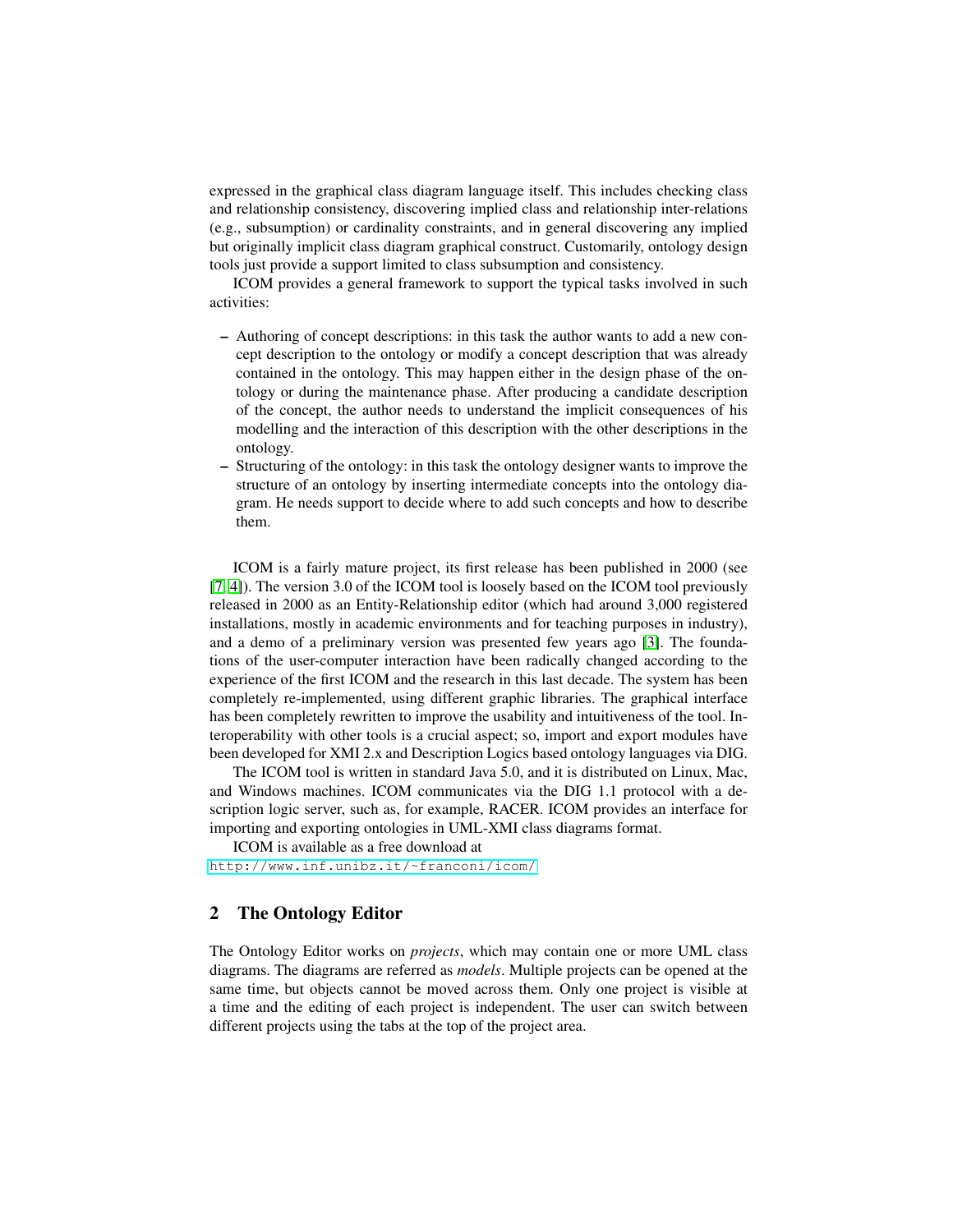expressed in the graphical class diagram language itself. This includes checking class and relationship consistency, discovering implied class and relationship inter-relations (e.g., subsumption) or cardinality constraints, and in general discovering any implied but originally implicit class diagram graphical construct. Customarily, ontology design tools just provide a support limited to class subsumption and consistency.

ICOM provides a general framework to support the typical tasks involved in such activities:

- Authoring of concept descriptions: in this task the author wants to add a new concept description to the ontology or modify a concept description that was already contained in the ontology. This may happen either in the design phase of the ontology or during the maintenance phase. After producing a candidate description of the concept, the author needs to understand the implicit consequences of his modelling and the interaction of this description with the other descriptions in the ontology.
- Structuring of the ontology: in this task the ontology designer wants to improve the structure of an ontology by inserting intermediate concepts into the ontology diagram. He needs support to decide where to add such concepts and how to describe them.

ICOM is a fairly mature project, its first release has been published in 2000 (see [7, 4]). The version 3.0 of the ICOM tool is loosely based on the ICOM tool previously released in 2000 as an Entity-Relationship editor (which had around 3,000 registered installations, mostly in academic environments and for teaching purposes in industry), and a demo of a preliminary version was presented few years ago [3]. The foundations of the user-computer interaction have been radically changed according to the experience of the first ICOM and the research in this last decade. The system has been completely re-implemented, using different graphic libraries. The graphical interface has been completely rewritten to improve the usability and intuitiveness of the tool. Interoperability with other tools is a crucial aspect; so, import and export modules have been developed for XMI 2.x and Description Logics based ontology languages via DIG.

The ICOM tool is written in standard Java 5.0, and it is distributed on Linux, Mac, and Windows machines. ICOM communicates via the DIG 1.1 protocol with a description logic server, such as, for example, RACER. ICOM provides an interface for importing and exporting ontologies in UML-XMI class diagrams format.

ICOM is available as a free download at
http://www.inf.unibz.it/~franconi/icom/

## 2 The Ontology Editor

The Ontology Editor works on *projects*, which may contain one or more UML class diagrams. The diagrams are referred as *models*. Multiple projects can be opened at the same time, but objects cannot be moved across them. Only one project is visible at a time and the editing of each project is independent. The user can switch between different projects using the tabs at the top of the project area.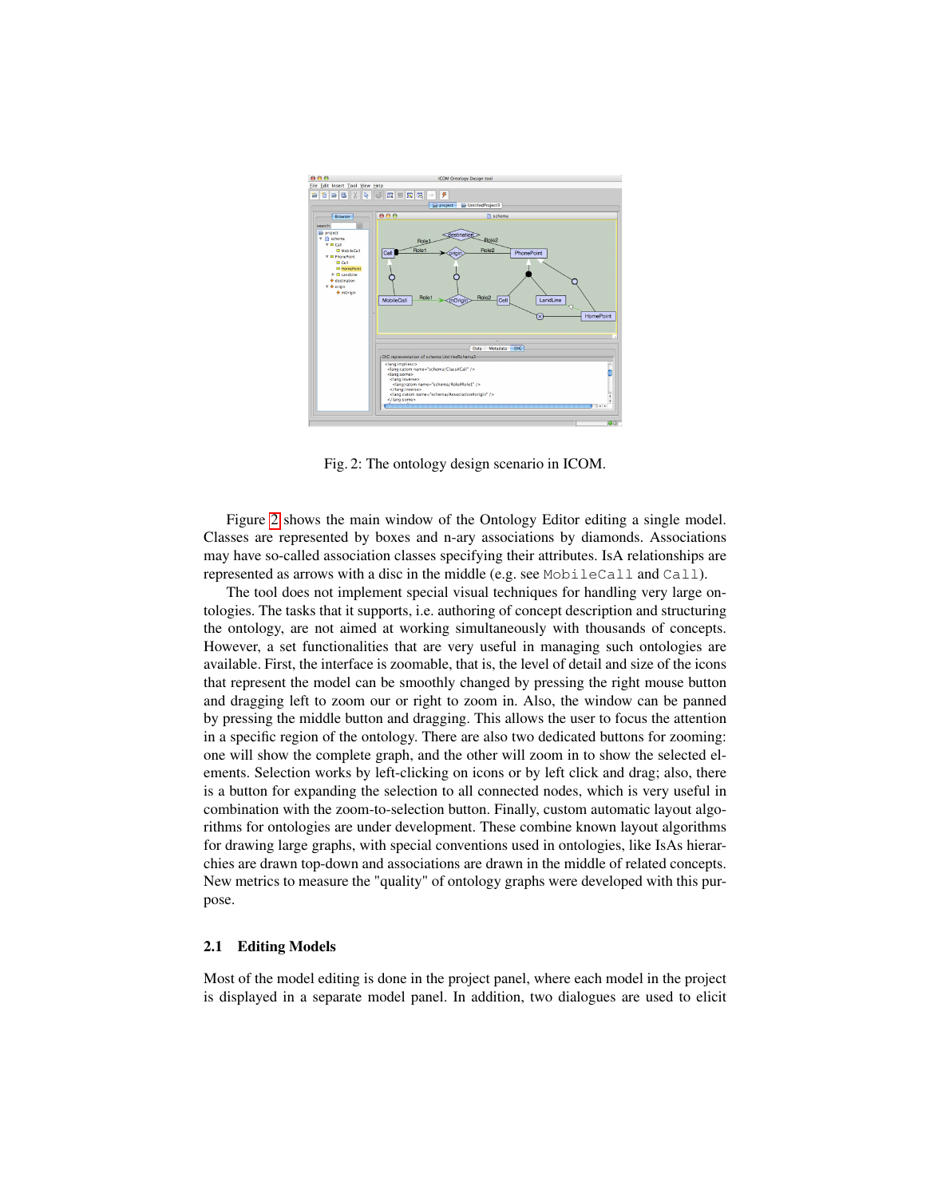Fig. 2: The ontology design scenario in ICOM.

Figure 2 shows the main window of the Ontology Editor editing a single model. Classes are represented by boxes and n-ary associations by diamonds. Associations may have so-called association classes specifying their attributes. IsA relationships are represented as arrows with a disc in the middle (e.g. see `MobileCall` and `Call`).

The tool does not implement special visual techniques for handling very large ontologies. The tasks that it supports, i.e. authoring of concept description and structuring the ontology, are not aimed at working simultaneously with thousands of concepts. However, a set functionalities that are very useful in managing such ontologies are available. First, the interface is zoomable, that is, the level of detail and size of the icons that represent the model can be smoothly changed by pressing the right mouse button and dragging left to zoom our or right to zoom in. Also, the window can be panned by pressing the middle button and dragging. This allows the user to focus the attention in a specific region of the ontology. There are also two dedicated buttons for zooming: one will show the complete graph, and the other will zoom in to show the selected elements. Selection works by left-clicking on icons or by left click and drag; also, there is a button for expanding the selection to all connected nodes, which is very useful in combination with the zoom-to-selection button. Finally, custom automatic layout algorithms for ontologies are under development. These combine known layout algorithms for drawing large graphs, with special conventions used in ontologies, like IsAs hierarchies are drawn top-down and associations are drawn in the middle of related concepts. New metrics to measure the "quality" of ontology graphs were developed with this purpose.

### 2.1 Editing Models

Most of the model editing is done in the project panel, where each model in the project is displayed in a separate model panel. In addition, two dialogues are used to elicit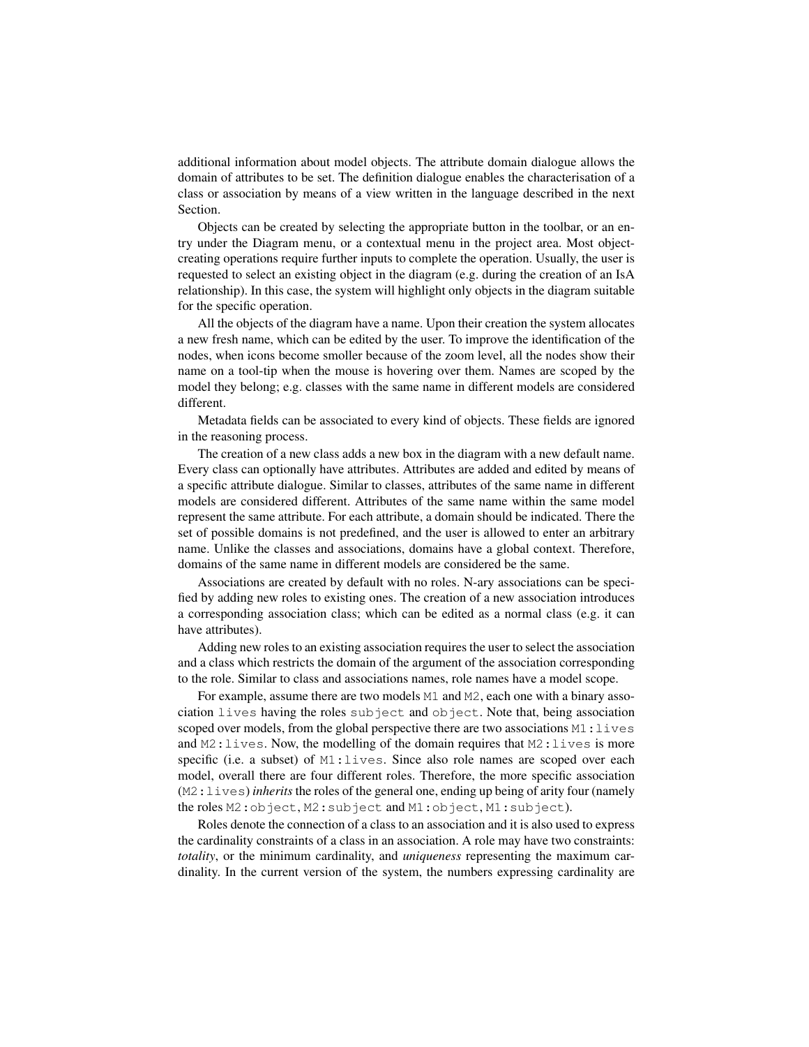additional information about model objects. The attribute domain dialogue allows the domain of attributes to be set. The definition dialogue enables the characterisation of a class or association by means of a view written in the language described in the next Section.

Objects can be created by selecting the appropriate button in the toolbar, or an entry under the Diagram menu, or a contextual menu in the project area. Most object-creating operations require further inputs to complete the operation. Usually, the user is requested to select an existing object in the diagram (e.g. during the creation of an IsA relationship). In this case, the system will highlight only objects in the diagram suitable for the specific operation.

All the objects of the diagram have a name. Upon their creation the system allocates a new fresh name, which can be edited by the user. To improve the identification of the nodes, when icons become smaller because of the zoom level, all the nodes show their name on a tool-tip when the mouse is hovering over them. Names are scoped by the model they belong; e.g. classes with the same name in different models are considered different.

Metadata fields can be associated to every kind of objects. These fields are ignored in the reasoning process.

The creation of a new class adds a new box in the diagram with a new default name. Every class can optionally have attributes. Attributes are added and edited by means of a specific attribute dialogue. Similar to classes, attributes of the same name in different models are considered different. Attributes of the same name within the same model represent the same attribute. For each attribute, a domain should be indicated. There the set of possible domains is not predefined, and the user is allowed to enter an arbitrary name. Unlike the classes and associations, domains have a global context. Therefore, domains of the same name in different models are considered be the same.

Associations are created by default with no roles. N-ary associations can be specified by adding new roles to existing ones. The creation of a new association introduces a corresponding association class; which can be edited as a normal class (e.g. it can have attributes).

Adding new roles to an existing association requires the user to select the association and a class which restricts the domain of the argument of the association corresponding to the role. Similar to class and associations names, role names have a model scope.

For example, assume there are two models `M1` and `M2`, each one with a binary association `lives` having the roles `subject` and `object`. Note that, being association scoped over models, from the global perspective there are two associations `M1:lives` and `M2:lives`. Now, the modelling of the domain requires that `M2:lives` is more specific (i.e. a subset) of `M1:lives`. Since also role names are scoped over each model, overall there are four different roles. Therefore, the more specific association (`M2:lives`) *inherits* the roles of the general one, ending up being of arity four (namely the roles `M2:object`, `M2:subject` and `M1:object`, `M1:subject`).

Roles denote the connection of a class to an association and it is also used to express the cardinality constraints of a class in an association. A role may have two constraints: *totality*, or the minimum cardinality, and *uniqueness* representing the maximum cardinality. In the current version of the system, the numbers expressing cardinality are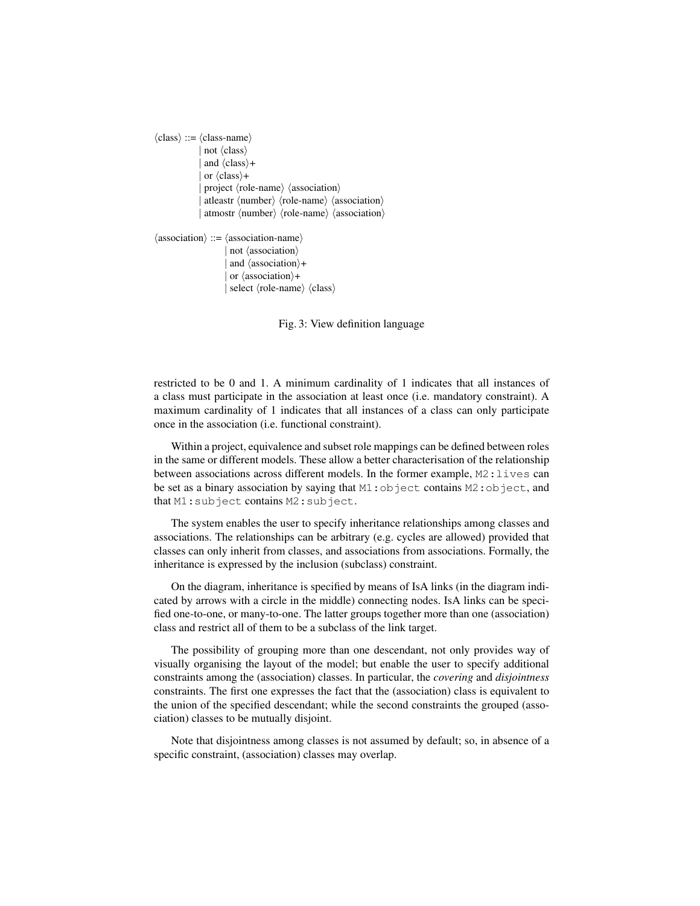```
⟨class⟩ ::= ⟨class-name⟩
          | not ⟨class⟩
          | and ⟨class⟩+
          | or ⟨class⟩+
          | project ⟨role-name⟩ ⟨association⟩
          | atleastr ⟨number⟩ ⟨role-name⟩ ⟨association⟩
          | atmostr ⟨number⟩ ⟨role-name⟩ ⟨association⟩

⟨association⟩ ::= ⟨association-name⟩
                | not ⟨association⟩
                | and ⟨association⟩+
                | or ⟨association⟩+
                | select ⟨role-name⟩ ⟨class⟩
```

Fig. 3: View definition language

restricted to be 0 and 1. A minimum cardinality of 1 indicates that all instances of a class must participate in the association at least once (i.e. mandatory constraint). A maximum cardinality of 1 indicates that all instances of a class can only participate once in the association (i.e. functional constraint).

Within a project, equivalence and subset role mappings can be defined between roles in the same or different models. These allow a better characterisation of the relationship between associations across different models. In the former example, `M2:lives` can be set as a binary association by saying that `M1:object` contains `M2:object`, and that `M1:subject` contains `M2:subject`.

The system enables the user to specify inheritance relationships among classes and associations. The relationships can be arbitrary (e.g. cycles are allowed) provided that classes can only inherit from classes, and associations from associations. Formally, the inheritance is expressed by the inclusion (subclass) constraint.

On the diagram, inheritance is specified by means of IsA links (in the diagram indicated by arrows with a circle in the middle) connecting nodes. IsA links can be specified one-to-one, or many-to-one. The latter groups together more than one (association) class and restrict all of them to be a subclass of the link target.

The possibility of grouping more than one descendant, not only provides way of visually organising the layout of the model; but enable the user to specify additional constraints among the (association) classes. In particular, the *covering* and *disjointness* constraints. The first one expresses the fact that the (association) class is equivalent to the union of the specified descendant; while the second constraints the grouped (association) classes to be mutually disjoint.

Note that disjointness among classes is not assumed by default; so, in absence of a specific constraint, (association) classes may overlap.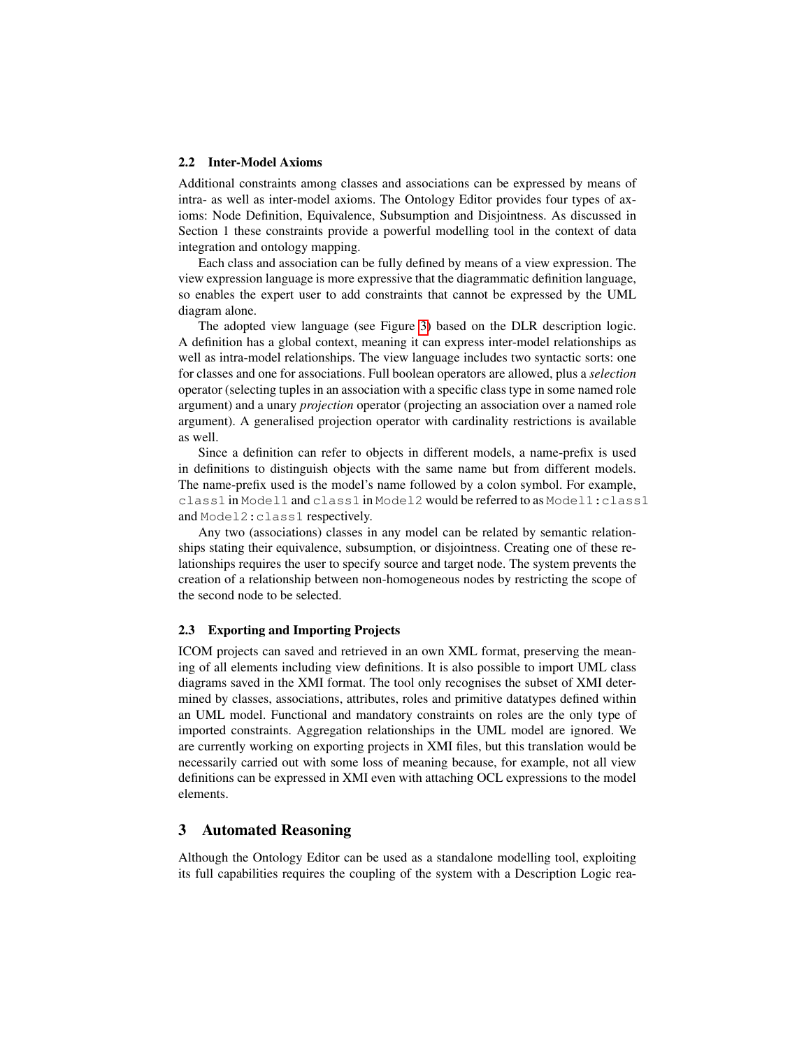### 2.2 Inter-Model Axioms

Additional constraints among classes and associations can be expressed by means of intra- as well as inter-model axioms. The Ontology Editor provides four types of axioms: Node Definition, Equivalence, Subsumption and Disjointness. As discussed in Section 1 these constraints provide a powerful modelling tool in the context of data integration and ontology mapping.

Each class and association can be fully defined by means of a view expression. The view expression language is more expressive that the diagrammatic definition language, so enables the expert user to add constraints that cannot be expressed by the UML diagram alone.

The adopted view language (see Figure 3) based on the DLR description logic. A definition has a global context, meaning it can express inter-model relationships as well as intra-model relationships. The view language includes two syntactic sorts: one for classes and one for associations. Full boolean operators are allowed, plus a *selection* operator (selecting tuples in an association with a specific class type in some named role argument) and a unary *projection* operator (projecting an association over a named role argument). A generalised projection operator with cardinality restrictions is available as well.

Since a definition can refer to objects in different models, a name-prefix is used in definitions to distinguish objects with the same name but from different models. The name-prefix used is the model's name followed by a colon symbol. For example, `class1` in `Model1` and `class1` in `Model2` would be referred to as `Model1:class1` and `Model2:class1` respectively.

Any two (associations) classes in any model can be related by semantic relationships stating their equivalence, subsumption, or disjointness. Creating one of these relationships requires the user to specify source and target node. The system prevents the creation of a relationship between non-homogeneous nodes by restricting the scope of the second node to be selected.

### 2.3 Exporting and Importing Projects

ICOM projects can saved and retrieved in an own XML format, preserving the meaning of all elements including view definitions. It is also possible to import UML class diagrams saved in the XMI format. The tool only recognises the subset of XMI determined by classes, associations, attributes, roles and primitive datatypes defined within an UML model. Functional and mandatory constraints on roles are the only type of imported constraints. Aggregation relationships in the UML model are ignored. We are currently working on exporting projects in XMI files, but this translation would be necessarily carried out with some loss of meaning because, for example, not all view definitions can be expressed in XMI even with attaching OCL expressions to the model elements.

## 3 Automated Reasoning

Although the Ontology Editor can be used as a standalone modelling tool, exploiting its full capabilities requires the coupling of the system with a Description Logic rea-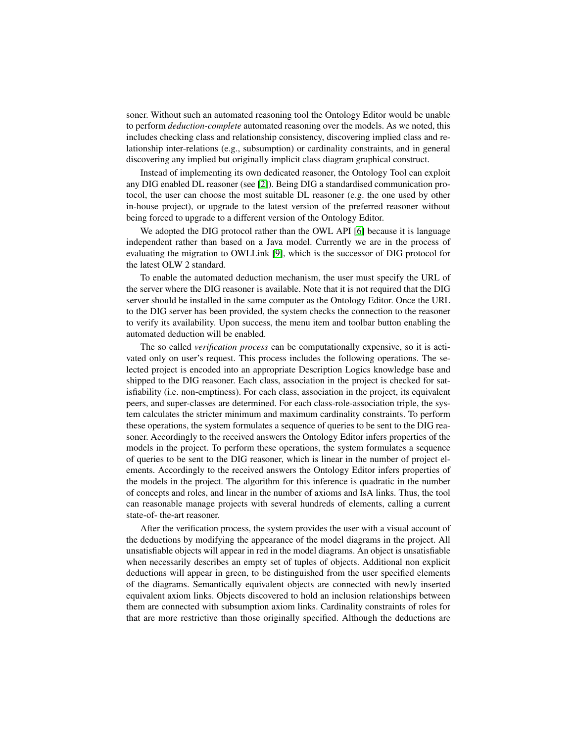soner. Without such an automated reasoning tool the Ontology Editor would be unable to perform *deduction-complete* automated reasoning over the models. As we noted, this includes checking class and relationship consistency, discovering implied class and relationship inter-relations (e.g., subsumption) or cardinality constraints, and in general discovering any implied but originally implicit class diagram graphical construct.

Instead of implementing its own dedicated reasoner, the Ontology Tool can exploit any DIG enabled DL reasoner (see [2]). Being DIG a standardised communication protocol, the user can choose the most suitable DL reasoner (e.g. the one used by other in-house project), or upgrade to the latest version of the preferred reasoner without being forced to upgrade to a different version of the Ontology Editor.

We adopted the DIG protocol rather than the OWL API [6] because it is language independent rather than based on a Java model. Currently we are in the process of evaluating the migration to OWLLink [9], which is the successor of DIG protocol for the latest OLW 2 standard.

To enable the automated deduction mechanism, the user must specify the URL of the server where the DIG reasoner is available. Note that it is not required that the DIG server should be installed in the same computer as the Ontology Editor. Once the URL to the DIG server has been provided, the system checks the connection to the reasoner to verify its availability. Upon success, the menu item and toolbar button enabling the automated deduction will be enabled.

The so called *verification process* can be computationally expensive, so it is activated only on user's request. This process includes the following operations. The selected project is encoded into an appropriate Description Logics knowledge base and shipped to the DIG reasoner. Each class, association in the project is checked for satisfiability (i.e. non-emptiness). For each class, association in the project, its equivalent peers, and super-classes are determined. For each class-role-association triple, the system calculates the stricter minimum and maximum cardinality constraints. To perform these operations, the system formulates a sequence of queries to be sent to the DIG reasoner. Accordingly to the received answers the Ontology Editor infers properties of the models in the project. To perform these operations, the system formulates a sequence of queries to be sent to the DIG reasoner, which is linear in the number of project elements. Accordingly to the received answers the Ontology Editor infers properties of the models in the project. The algorithm for this inference is quadratic in the number of concepts and roles, and linear in the number of axioms and IsA links. Thus, the tool can reasonable manage projects with several hundreds of elements, calling a current state-of- the-art reasoner.

After the verification process, the system provides the user with a visual account of the deductions by modifying the appearance of the model diagrams in the project. All unsatisfiable objects will appear in red in the model diagrams. An object is unsatisfiable when necessarily describes an empty set of tuples of objects. Additional non explicit deductions will appear in green, to be distinguished from the user specified elements of the diagrams. Semantically equivalent objects are connected with newly inserted equivalent axiom links. Objects discovered to hold an inclusion relationships between them are connected with subsumption axiom links. Cardinality constraints of roles for that are more restrictive than those originally specified. Although the deductions are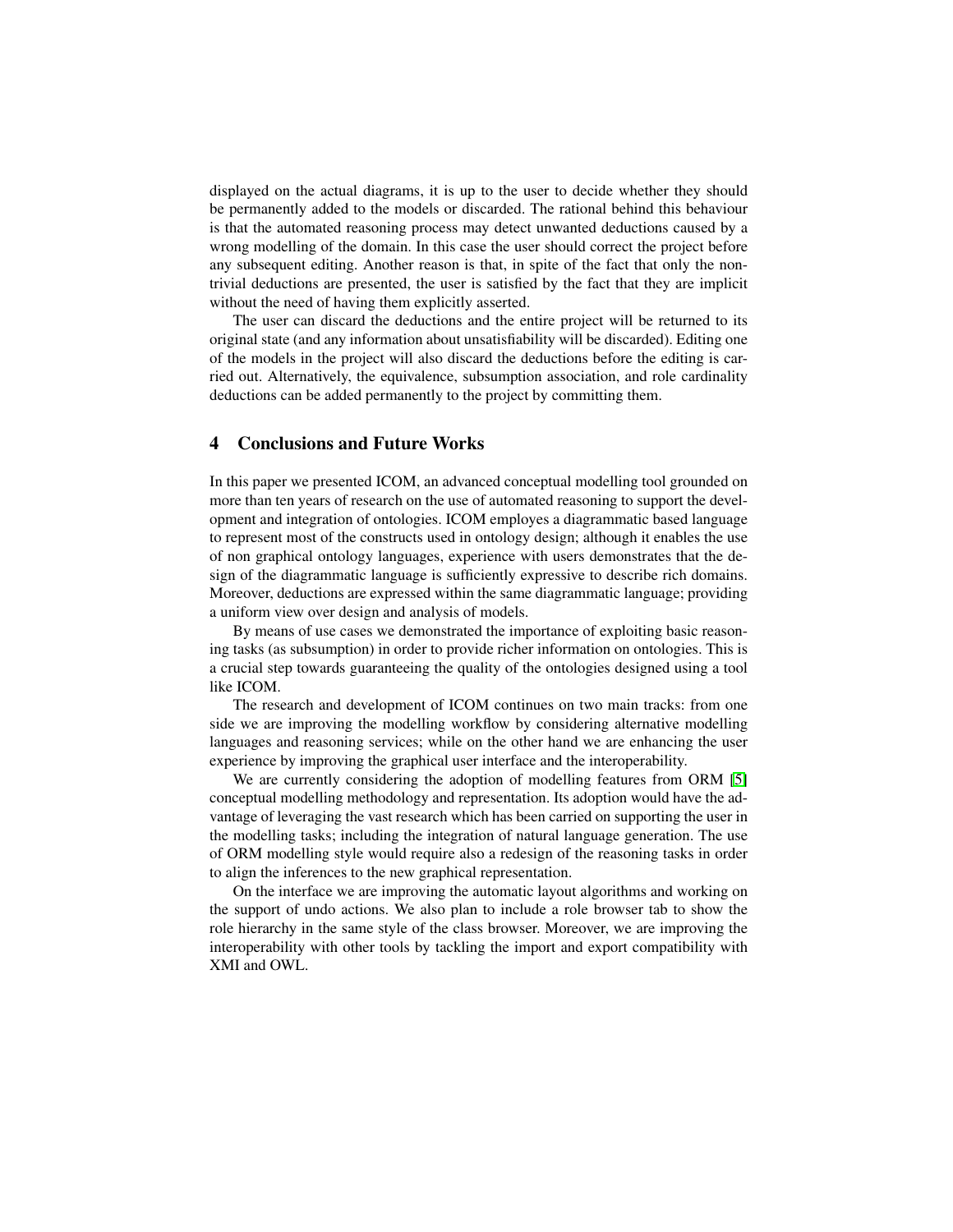displayed on the actual diagrams, it is up to the user to decide whether they should be permanently added to the models or discarded. The rational behind this behaviour is that the automated reasoning process may detect unwanted deductions caused by a wrong modelling of the domain. In this case the user should correct the project before any subsequent editing. Another reason is that, in spite of the fact that only the non-trivial deductions are presented, the user is satisfied by the fact that they are implicit without the need of having them explicitly asserted.

The user can discard the deductions and the entire project will be returned to its original state (and any information about unsatisfiability will be discarded). Editing one of the models in the project will also discard the deductions before the editing is carried out. Alternatively, the equivalence, subsumption association, and role cardinality deductions can be added permanently to the project by committing them.

## 4 Conclusions and Future Works

In this paper we presented ICOM, an advanced conceptual modelling tool grounded on more than ten years of research on the use of automated reasoning to support the development and integration of ontologies. ICOM employes a diagrammatic based language to represent most of the constructs used in ontology design; although it enables the use of non graphical ontology languages, experience with users demonstrates that the design of the diagrammatic language is sufficiently expressive to describe rich domains. Moreover, deductions are expressed within the same diagrammatic language; providing a uniform view over design and analysis of models.

By means of use cases we demonstrated the importance of exploiting basic reasoning tasks (as subsumption) in order to provide richer information on ontologies. This is a crucial step towards guaranteeing the quality of the ontologies designed using a tool like ICOM.

The research and development of ICOM continues on two main tracks: from one side we are improving the modelling workflow by considering alternative modelling languages and reasoning services; while on the other hand we are enhancing the user experience by improving the graphical user interface and the interoperability.

We are currently considering the adoption of modelling features from ORM [5] conceptual modelling methodology and representation. Its adoption would have the advantage of leveraging the vast research which has been carried on supporting the user in the modelling tasks; including the integration of natural language generation. The use of ORM modelling style would require also a redesign of the reasoning tasks in order to align the inferences to the new graphical representation.

On the interface we are improving the automatic layout algorithms and working on the support of undo actions. We also plan to include a role browser tab to show the role hierarchy in the same style of the class browser. Moreover, we are improving the interoperability with other tools by tackling the import and export compatibility with XMI and OWL.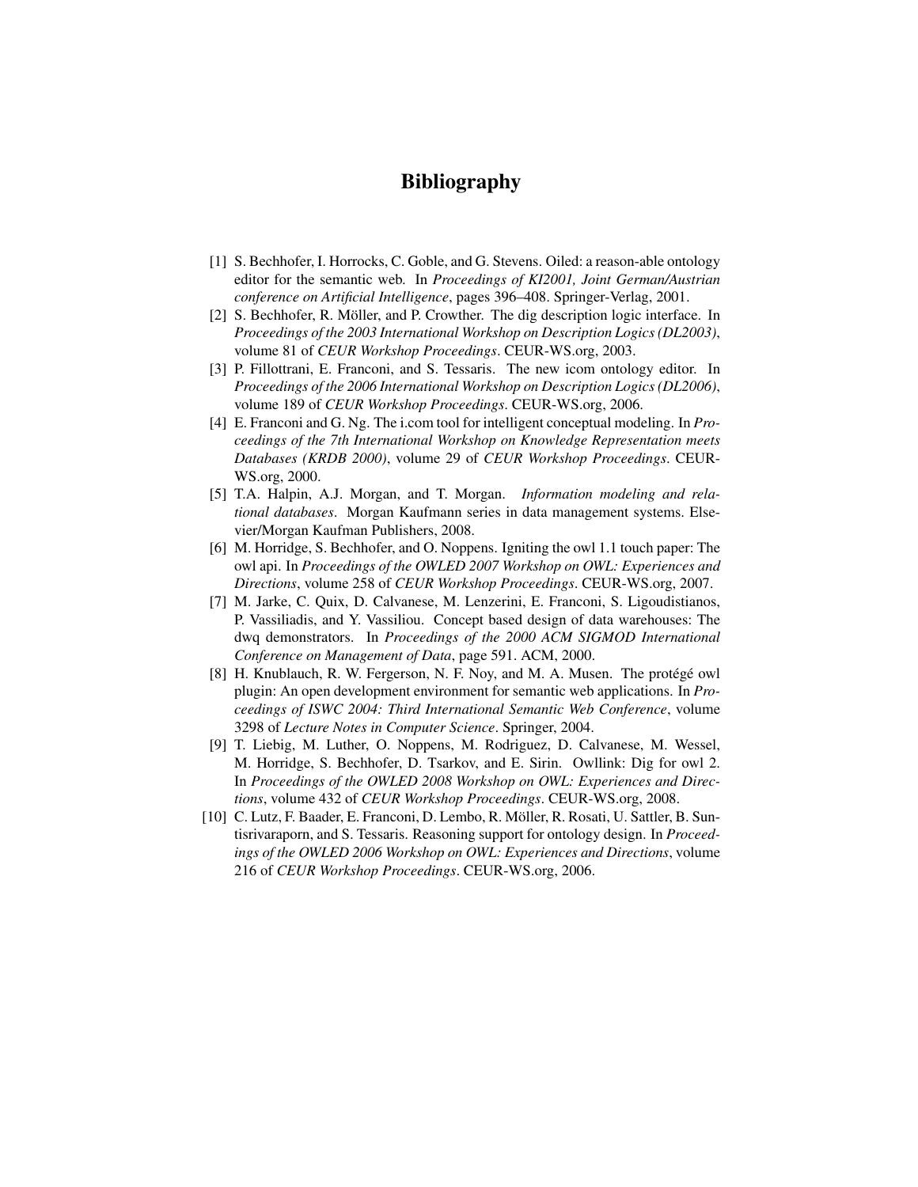# Bibliography

[1] S. Bechhofer, I. Horrocks, C. Goble, and G. Stevens. Oiled: a reason-able ontology editor for the semantic web. In *Proceedings of KI2001, Joint German/Austrian conference on Artificial Intelligence*, pages 396–408. Springer-Verlag, 2001.

[2] S. Bechhofer, R. Möller, and P. Crowther. The dig description logic interface. In *Proceedings of the 2003 International Workshop on Description Logics (DL2003)*, volume 81 of *CEUR Workshop Proceedings*. CEUR-WS.org, 2003.

[3] P. Fillottrani, E. Franconi, and S. Tessaris. The new icom ontology editor. In *Proceedings of the 2006 International Workshop on Description Logics (DL2006)*, volume 189 of *CEUR Workshop Proceedings*. CEUR-WS.org, 2006.

[4] E. Franconi and G. Ng. The i.com tool for intelligent conceptual modeling. In *Proceedings of the 7th International Workshop on Knowledge Representation meets Databases (KRDB 2000)*, volume 29 of *CEUR Workshop Proceedings*. CEUR-WS.org, 2000.

[5] T.A. Halpin, A.J. Morgan, and T. Morgan. *Information modeling and relational databases*. Morgan Kaufmann series in data management systems. Elsevier/Morgan Kaufman Publishers, 2008.

[6] M. Horridge, S. Bechhofer, and O. Noppens. Igniting the owl 1.1 touch paper: The owl api. In *Proceedings of the OWLED 2007 Workshop on OWL: Experiences and Directions*, volume 258 of *CEUR Workshop Proceedings*. CEUR-WS.org, 2007.

[7] M. Jarke, C. Quix, D. Calvanese, M. Lenzerini, E. Franconi, S. Ligoudistianos, P. Vassiliadis, and Y. Vassiliou. Concept based design of data warehouses: The dwq demonstrators. In *Proceedings of the 2000 ACM SIGMOD International Conference on Management of Data*, page 591. ACM, 2000.

[8] H. Knublauch, R. W. Fergerson, N. F. Noy, and M. A. Musen. The protégé owl plugin: An open development environment for semantic web applications. In *Proceedings of ISWC 2004: Third International Semantic Web Conference*, volume 3298 of *Lecture Notes in Computer Science*. Springer, 2004.

[9] T. Liebig, M. Luther, O. Noppens, M. Rodriguez, D. Calvanese, M. Wessel, M. Horridge, S. Bechhofer, D. Tsarkov, and E. Sirin. Owllink: Dig for owl 2. In *Proceedings of the OWLED 2008 Workshop on OWL: Experiences and Directions*, volume 432 of *CEUR Workshop Proceedings*. CEUR-WS.org, 2008.

[10] C. Lutz, F. Baader, E. Franconi, D. Lembo, R. Möller, R. Rosati, U. Sattler, B. Suntisrivaraporn, and S. Tessaris. Reasoning support for ontology design. In *Proceedings of the OWLED 2006 Workshop on OWL: Experiences and Directions*, volume 216 of *CEUR Workshop Proceedings*. CEUR-WS.org, 2006.